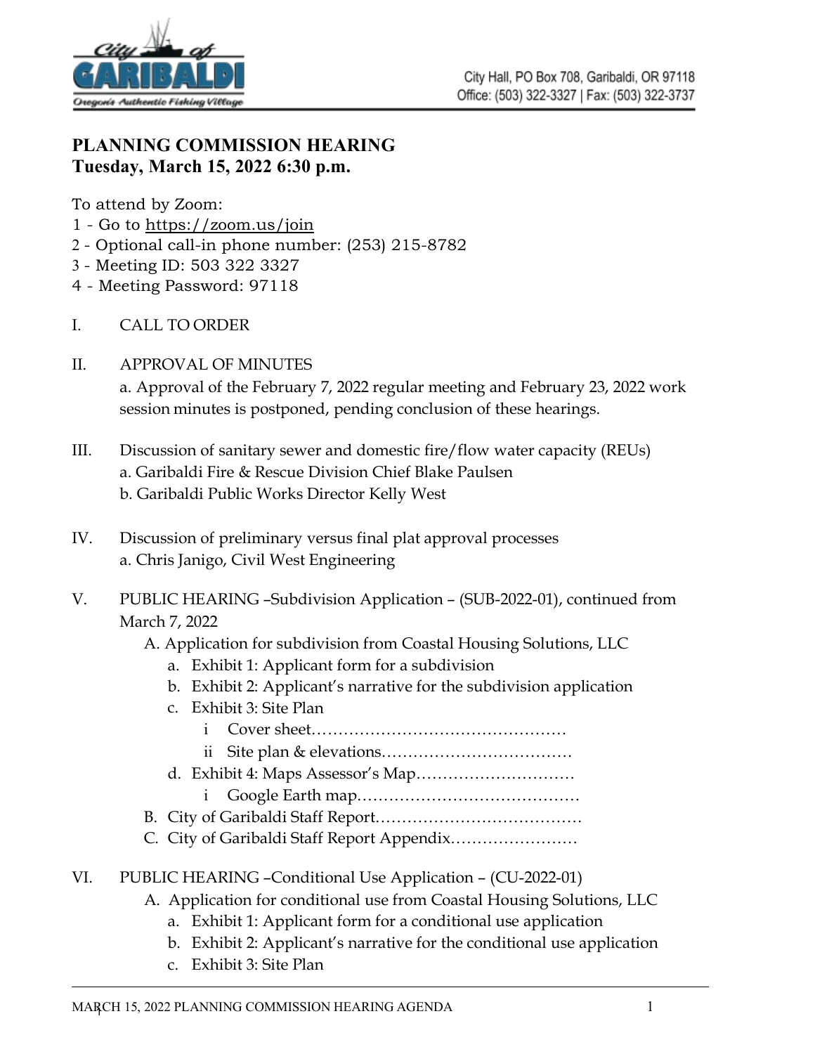City Hall, PO Box 708, Garibaldi, OR 97118
Office: (503) 322-3327 | Fax: (503) 322-3737

# PLANNING COMMISSION HEARING
# Tuesday, March 15, 2022 6:30 p.m.

To attend by Zoom:
1 - Go to https://zoom.us/join
2 - Optional call-in phone number: (253) 215-8782
3 - Meeting ID: 503 322 3327
4 - Meeting Password: 97118

I. CALL TO ORDER

II. APPROVAL OF MINUTES
   a. Approval of the February 7, 2022 regular meeting and February 23, 2022 work session minutes is postponed, pending conclusion of these hearings.

III. Discussion of sanitary sewer and domestic fire/flow water capacity (REUs)
   a. Garibaldi Fire & Rescue Division Chief Blake Paulsen
   b. Garibaldi Public Works Director Kelly West

IV. Discussion of preliminary versus final plat approval processes
   a. Chris Janigo, Civil West Engineering

V. PUBLIC HEARING –Subdivision Application – (SUB-2022-01), continued from March 7, 2022
   A. Application for subdivision from Coastal Housing Solutions, LLC
      a. Exhibit 1: Applicant form for a subdivision
      b. Exhibit 2: Applicant's narrative for the subdivision application
      c. Exhibit 3: Site Plan
         i Cover sheet…………………………………………
         ii Site plan & elevations………………………………
      d. Exhibit 4: Maps Assessor's Map…………………………
         i Google Earth map……………………………………
   B. City of Garibaldi Staff Report…………………………………
   C. City of Garibaldi Staff Report Appendix……………………

VI. PUBLIC HEARING –Conditional Use Application – (CU-2022-01)
   A. Application for conditional use from Coastal Housing Solutions, LLC
      a. Exhibit 1: Applicant form for a conditional use application
      b. Exhibit 2: Applicant's narrative for the conditional use application
      c. Exhibit 3: Site Plan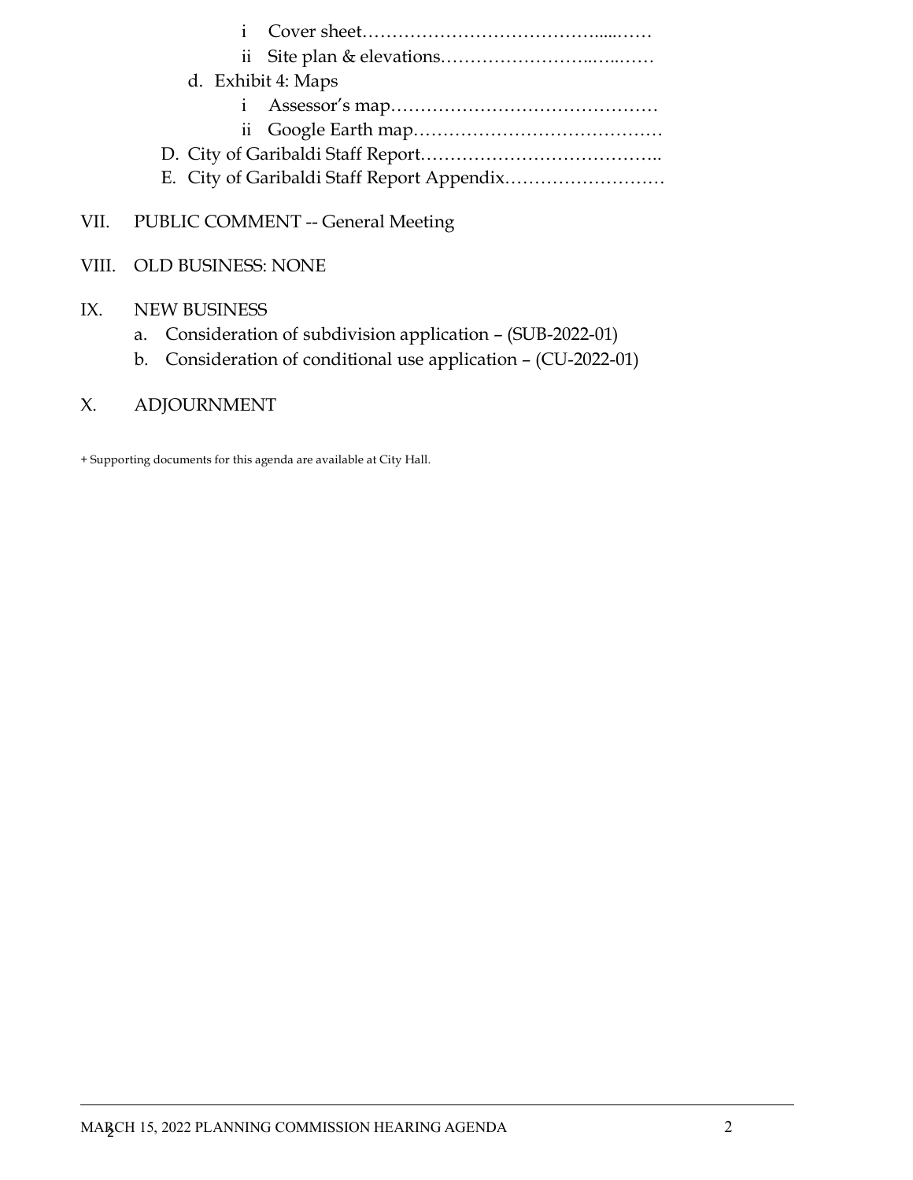- i Cover sheet…………………………………......……
- ii Site plan & elevations…………………….…...……

d. Exhibit 4: Maps

- i Assessor's map………………………………………
- ii Google Earth map……………………………………

D. City of Garibaldi Staff Report…………………………………..

E. City of Garibaldi Staff Report Appendix………………………

VII. PUBLIC COMMENT -- General Meeting

VIII. OLD BUSINESS: NONE

IX. NEW BUSINESS

a. Consideration of subdivision application – (SUB-2022-01)

b. Consideration of conditional use application – (CU-2022-01)

X. ADJOURNMENT

+ Supporting documents for this agenda are available at City Hall.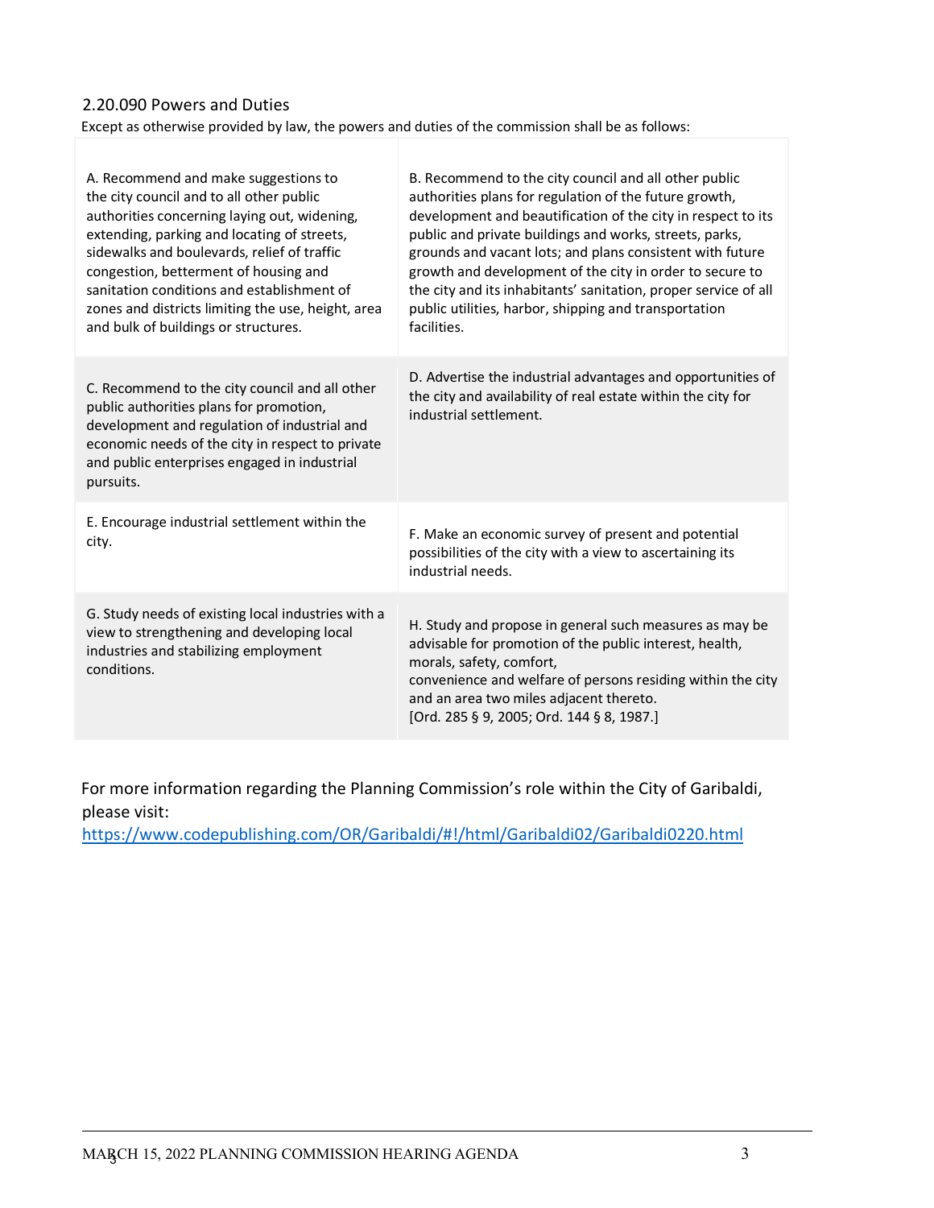## 2.20.090 Powers and Duties

Except as otherwise provided by law, the powers and duties of the commission shall be as follows:

| | |
|---|---|
| A. Recommend and make suggestions to the city council and to all other public authorities concerning laying out, widening, extending, parking and locating of streets, sidewalks and boulevards, relief of traffic congestion, betterment of housing and sanitation conditions and establishment of zones and districts limiting the use, height, area and bulk of buildings or structures. | B. Recommend to the city council and all other public authorities plans for regulation of the future growth, development and beautification of the city in respect to its public and private buildings and works, streets, parks, grounds and vacant lots; and plans consistent with future growth and development of the city in order to secure to the city and its inhabitants' sanitation, proper service of all public utilities, harbor, shipping and transportation facilities. |
| C. Recommend to the city council and all other public authorities plans for promotion, development and regulation of industrial and economic needs of the city in respect to private and public enterprises engaged in industrial pursuits. | D. Advertise the industrial advantages and opportunities of the city and availability of real estate within the city for industrial settlement. |
| E. Encourage industrial settlement within the city. | F. Make an economic survey of present and potential possibilities of the city with a view to ascertaining its industrial needs. |
| G. Study needs of existing local industries with a view to strengthening and developing local industries and stabilizing employment conditions. | H. Study and propose in general such measures as may be advisable for promotion of the public interest, health, morals, safety, comfort, convenience and welfare of persons residing within the city and an area two miles adjacent thereto. [Ord. 285 § 9, 2005; Ord. 144 § 8, 1987.] |

For more information regarding the Planning Commission's role within the City of Garibaldi, please visit: https://www.codepublishing.com/OR/Garibaldi/#!/html/Garibaldi02/Garibaldi0220.html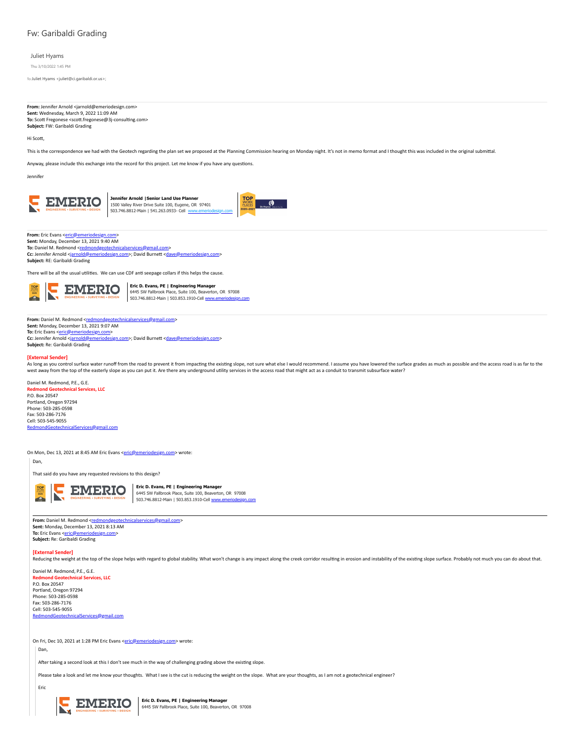# Fw: Garibaldi Grading

Juliet Hyams

Thu 3/10/2022 1:45 PM

To: Juliet Hyams <juliet@ci.garibaldi.or.us>;

**From:** Jennifer Arnold <jarnold@emeriodesign.com>
**Sent:** Wednesday, March 9, 2022 11:09 AM
**To:** Scott Fregonese <scott.fregonese@3j-consulting.com>
**Subject:** FW: Garibaldi Grading

Hi Scott,

This is the correspondence we had with the Geotech regarding the plan set we proposed at the Planning Commission hearing on Monday night. It's not in memo format and I thought this was included in the original submittal.

Anyway, please include this exchange into the record for this project. Let me know if you have any questions.

Jennifer

EMERIO ENGINEERING • SURVEYING • DESIGN

**Jennifer Arnold | Senior Land Use Planner**
1500 Valley River Drive Suite 100, Eugene, OR 97401
503.746.8812-Main | 541.263.0933- Cell www.emeriodesign.com

TOP WORK PLACES 2020+2021

**From:** Eric Evans <eric@emeriodesign.com>
**Sent:** Monday, December 13, 2021 9:40 AM
**To:** Daniel M. Redmond <redmondgeotechnicalservices@gmail.com>
**Cc:** Jennifer Arnold <jarnold@emeriodesign.com>; David Burnett <dave@emeriodesign.com>
**Subject:** RE: Garibaldi Grading

There will be all the usual utilities. We can use CDF anti seepage collars if this helps the cause.

EMERIO ENGINEERING • SURVEYING • DESIGN

**Eric D. Evans, PE | Engineering Manager**
6445 SW Fallbrook Place, Suite 100, Beaverton, OR 97008
503.746.8812-Main | 503.853.1910-Cell www.emeriodesign.com

**From:** Daniel M. Redmond <redmondgeotechnicalservices@gmail.com>
**Sent:** Monday, December 13, 2021 9:07 AM
**To:** Eric Evans <eric@emeriodesign.com>
**Cc:** Jennifer Arnold <jarnold@emeriodesign.com>; David Burnett <dave@emeriodesign.com>
**Subject:** Re: Garibaldi Grading

**[External Sender]**
As long as you control surface water runoff from the road to prevent it from impacting the existing slope, not sure what else I would recommend. I assume you have lowered the surface grades as much as possible and the access road is as far to the west away from the top of the easterly slope as you can put it. Are there any underground utility services in the access road that might act as a conduit to transmit subsurface water?

Daniel M. Redmond, P.E., G.E.
**Redmond Geotechnical Services, LLC**
P.O. Box 20547
Portland, Oregon 97294
Phone: 503-285-0598
Fax: 503-286-7176
Cell: 503-545-9055
RedmondGeotechnicalServices@gmail.com

On Mon, Dec 13, 2021 at 8:45 AM Eric Evans <eric@emeriodesign.com> wrote:

Dan,

That said do you have any requested revisions to this design?

EMERIO ENGINEERING • SURVEYING • DESIGN

**Eric D. Evans, PE | Engineering Manager**
6445 SW Fallbrook Place, Suite 100, Beaverton, OR 97008
503.746.8812-Main | 503.853.1910-Cell www.emeriodesign.com

**From:** Daniel M. Redmond <redmondgeotechnicalservices@gmail.com>
**Sent:** Monday, December 13, 2021 8:13 AM
**To:** Eric Evans <eric@emeriodesign.com>
**Subject:** Re: Garibaldi Grading

**[External Sender]**
Reducing the weight at the top of the slope helps with regard to global stability. What won't change is any impact along the creek corridor resulting in erosion and instability of the existing slope surface. Probably not much you can do about that.

Daniel M. Redmond, P.E., G.E.
**Redmond Geotechnical Services, LLC**
P.O. Box 20547
Portland, Oregon 97294
Phone: 503-285-0598
Fax: 503-286-7176
Cell: 503-545-9055
RedmondGeotechnicalServices@gmail.com

On Fri, Dec 10, 2021 at 1:28 PM Eric Evans <eric@emeriodesign.com> wrote:

Dan,

After taking a second look at this I don't see much in the way of challenging grading above the existing slope.

Please take a look and let me know your thoughts. What I see is the cut is reducing the weight on the slope. What are your thoughts, as I am not a geotechnical engineer?

Eric

EMERIO ENGINEERING • SURVEYING • DESIGN

**Eric D. Evans, PE | Engineering Manager**
6445 SW Fallbrook Place, Suite 100, Beaverton, OR 97008